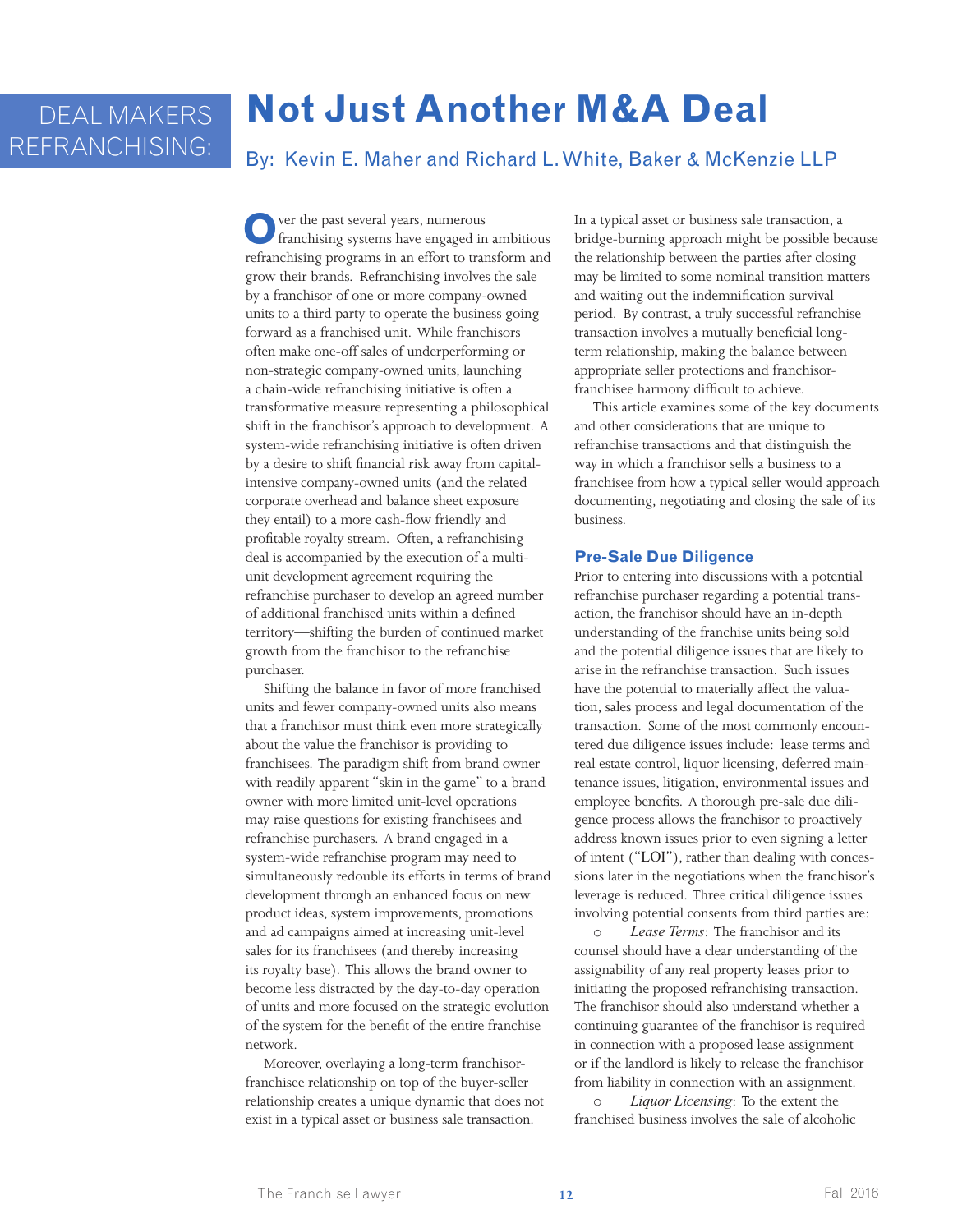DEAL MAKERS REFRANCHISING:

# Not Just Another M&A Deal

By: Kevin E. Maher and Richard L. White, Baker & McKenzie LLP

Over the past several years, numerous franchising systems have engaged in ambitious refranchising programs in an effort to transform and grow their brands. Refranchising involves the sale by a franchisor of one or more company-owned units to a third party to operate the business going forward as a franchised unit. While franchisors often make one-off sales of underperforming or non-strategic company-owned units, launching a chain-wide refranchising initiative is often a transformative measure representing a philosophical shift in the franchisor's approach to development. A system-wide refranchising initiative is often driven by a desire to shift financial risk away from capital-intensive company-owned units (and the related corporate overhead and balance sheet exposure they entail) to a more cash-flow friendly and profitable royalty stream. Often, a refranchising deal is accompanied by the execution of a multi-unit development agreement requiring the refranchise purchaser to develop an agreed number of additional franchised units within a defined territory—shifting the burden of continued market growth from the franchisor to the refranchise purchaser.

Shifting the balance in favor of more franchised units and fewer company-owned units also means that a franchisor must think even more strategically about the value the franchisor is providing to franchisees. The paradigm shift from brand owner with readily apparent "skin in the game" to a brand owner with more limited unit-level operations may raise questions for existing franchisees and refranchise purchasers. A brand engaged in a system-wide refranchise program may need to simultaneously redouble its efforts in terms of brand development through an enhanced focus on new product ideas, system improvements, promotions and ad campaigns aimed at increasing unit-level sales for its franchisees (and thereby increasing its royalty base). This allows the brand owner to become less distracted by the day-to-day operation of units and more focused on the strategic evolution of the system for the benefit of the entire franchise network.

Moreover, overlaying a long-term franchisor-franchisee relationship on top of the buyer-seller relationship creates a unique dynamic that does not exist in a typical asset or business sale transaction. In a typical asset or business sale transaction, a bridge-burning approach might be possible because the relationship between the parties after closing may be limited to some nominal transition matters and waiting out the indemnification survival period. By contrast, a truly successful refranchise transaction involves a mutually beneficial long-term relationship, making the balance between appropriate seller protections and franchisor-franchisee harmony difficult to achieve.

This article examines some of the key documents and other considerations that are unique to refranchise transactions and that distinguish the way in which a franchisor sells a business to a franchisee from how a typical seller would approach documenting, negotiating and closing the sale of its business.

### Pre-Sale Due Diligence

Prior to entering into discussions with a potential refranchise purchaser regarding a potential transaction, the franchisor should have an in-depth understanding of the franchise units being sold and the potential diligence issues that are likely to arise in the refranchise transaction. Such issues have the potential to materially affect the valuation, sales process and legal documentation of the transaction. Some of the most commonly encountered due diligence issues include: lease terms and real estate control, liquor licensing, deferred maintenance issues, litigation, environmental issues and employee benefits. A thorough pre-sale due diligence process allows the franchisor to proactively address known issues prior to even signing a letter of intent ("LOI"), rather than dealing with concessions later in the negotiations when the franchisor's leverage is reduced. Three critical diligence issues involving potential consents from third parties are:

- *Lease Terms*: The franchisor and its counsel should have a clear understanding of the assignability of any real property leases prior to initiating the proposed refranchising transaction. The franchisor should also understand whether a continuing guarantee of the franchisor is required in connection with a proposed lease assignment or if the landlord is likely to release the franchisor from liability in connection with an assignment.
- *Liquor Licensing*: To the extent the franchised business involves the sale of alcoholic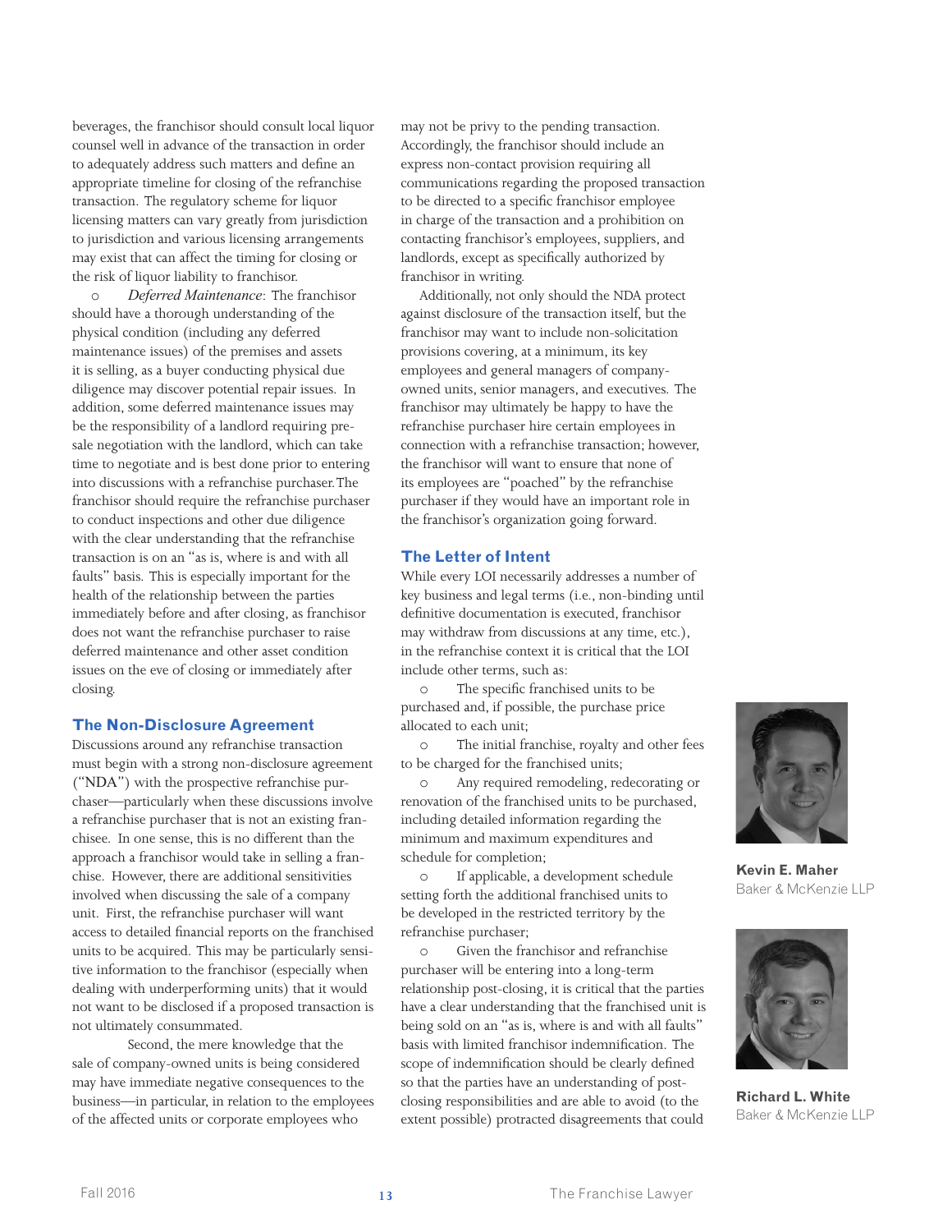beverages, the franchisor should consult local liquor counsel well in advance of the transaction in order to adequately address such matters and define an appropriate timeline for closing of the refranchise transaction. The regulatory scheme for liquor licensing matters can vary greatly from jurisdiction to jurisdiction and various licensing arrangements may exist that can affect the timing for closing or the risk of liquor liability to franchisor.

- *Deferred Maintenance*: The franchisor should have a thorough understanding of the physical condition (including any deferred maintenance issues) of the premises and assets it is selling, as a buyer conducting physical due diligence may discover potential repair issues. In addition, some deferred maintenance issues may be the responsibility of a landlord requiring pre-sale negotiation with the landlord, which can take time to negotiate and is best done prior to entering into discussions with a refranchise purchaser. The franchisor should require the refranchise purchaser to conduct inspections and other due diligence with the clear understanding that the refranchise transaction is on an "as is, where is and with all faults" basis. This is especially important for the health of the relationship between the parties immediately before and after closing, as franchisor does not want the refranchise purchaser to raise deferred maintenance and other asset condition issues on the eve of closing or immediately after closing.

## The Non-Disclosure Agreement

Discussions around any refranchise transaction must begin with a strong non-disclosure agreement ("NDA") with the prospective refranchise purchaser—particularly when these discussions involve a refranchise purchaser that is not an existing franchisee. In one sense, this is no different than the approach a franchisor would take in selling a franchise. However, there are additional sensitivities involved when discussing the sale of a company unit. First, the refranchise purchaser will want access to detailed financial reports on the franchised units to be acquired. This may be particularly sensitive information to the franchisor (especially when dealing with underperforming units) that it would not want to be disclosed if a proposed transaction is not ultimately consummated.

Second, the mere knowledge that the sale of company-owned units is being considered may have immediate negative consequences to the business—in particular, in relation to the employees of the affected units or corporate employees who may not be privy to the pending transaction. Accordingly, the franchisor should include an express non-contact provision requiring all communications regarding the proposed transaction to be directed to a specific franchisor employee in charge of the transaction and a prohibition on contacting franchisor's employees, suppliers, and landlords, except as specifically authorized by franchisor in writing.

Additionally, not only should the NDA protect against disclosure of the transaction itself, but the franchisor may want to include non-solicitation provisions covering, at a minimum, its key employees and general managers of company-owned units, senior managers, and executives. The franchisor may ultimately be happy to have the refranchise purchaser hire certain employees in connection with a refranchise transaction; however, the franchisor will want to ensure that none of its employees are "poached" by the refranchise purchaser if they would have an important role in the franchisor's organization going forward.

## The Letter of Intent

While every LOI necessarily addresses a number of key business and legal terms (i.e., non-binding until definitive documentation is executed, franchisor may withdraw from discussions at any time, etc.), in the refranchise context it is critical that the LOI include other terms, such as:

- The specific franchised units to be purchased and, if possible, the purchase price allocated to each unit;
- The initial franchise, royalty and other fees to be charged for the franchised units;
- Any required remodeling, redecorating or renovation of the franchised units to be purchased, including detailed information regarding the minimum and maximum expenditures and schedule for completion;
- If applicable, a development schedule setting forth the additional franchised units to be developed in the restricted territory by the refranchise purchaser;
- Given the franchisor and refranchise purchaser will be entering into a long-term relationship post-closing, it is critical that the parties have a clear understanding that the franchised unit is being sold on an "as is, where is and with all faults" basis with limited franchisor indemnification. The scope of indemnification should be clearly defined so that the parties have an understanding of post-closing responsibilities and are able to avoid (to the extent possible) protracted disagreements that could

**Kevin E. Maher**
Baker & McKenzie LLP

**Richard L. White**
Baker & McKenzie LLP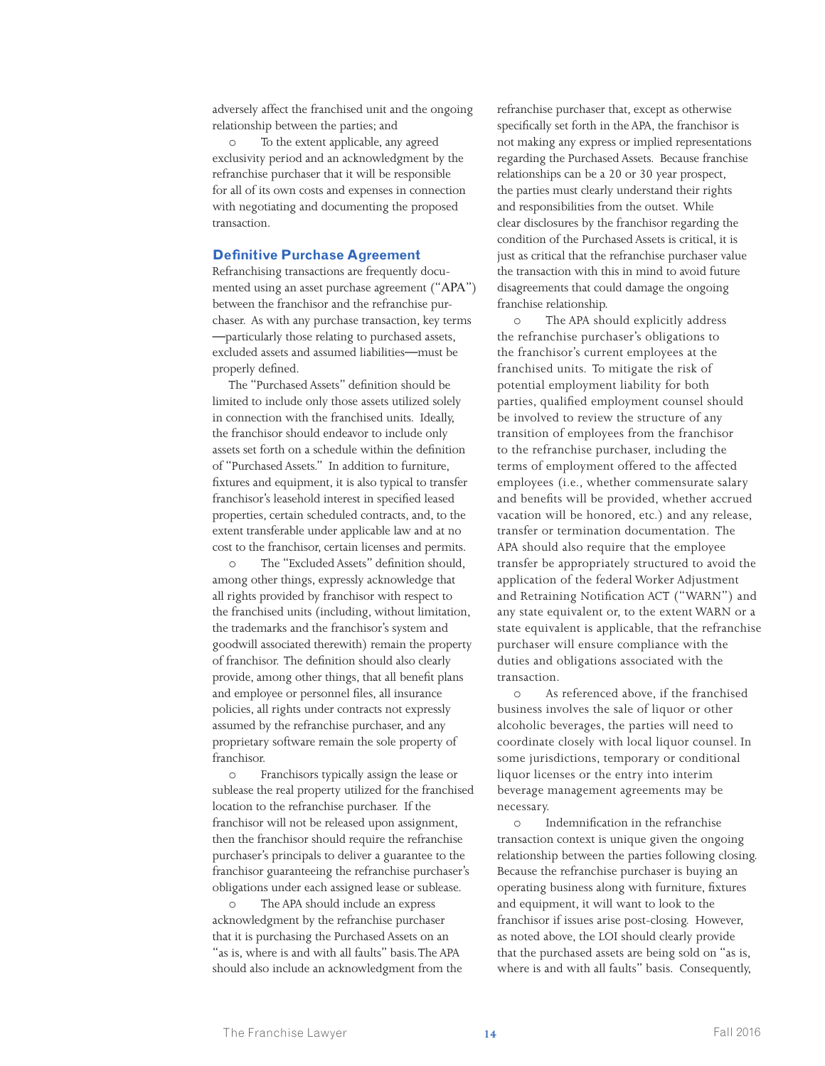adversely affect the franchised unit and the ongoing relationship between the parties; and

- To the extent applicable, any agreed exclusivity period and an acknowledgment by the refranchise purchaser that it will be responsible for all of its own costs and expenses in connection with negotiating and documenting the proposed transaction.

## Definitive Purchase Agreement

Refranchising transactions are frequently documented using an asset purchase agreement ("APA") between the franchisor and the refranchise purchaser. As with any purchase transaction, key terms —particularly those relating to purchased assets, excluded assets and assumed liabilities—must be properly defined.

The "Purchased Assets" definition should be limited to include only those assets utilized solely in connection with the franchised units. Ideally, the franchisor should endeavor to include only assets set forth on a schedule within the definition of "Purchased Assets." In addition to furniture, fixtures and equipment, it is also typical to transfer franchisor's leasehold interest in specified leased properties, certain scheduled contracts, and, to the extent transferable under applicable law and at no cost to the franchisor, certain licenses and permits.

- The "Excluded Assets" definition should, among other things, expressly acknowledge that all rights provided by franchisor with respect to the franchised units (including, without limitation, the trademarks and the franchisor's system and goodwill associated therewith) remain the property of franchisor. The definition should also clearly provide, among other things, that all benefit plans and employee or personnel files, all insurance policies, all rights under contracts not expressly assumed by the refranchise purchaser, and any proprietary software remain the sole property of franchisor.
- Franchisors typically assign the lease or sublease the real property utilized for the franchised location to the refranchise purchaser. If the franchisor will not be released upon assignment, then the franchisor should require the refranchise purchaser's principals to deliver a guarantee to the franchisor guaranteeing the refranchise purchaser's obligations under each assigned lease or sublease.
- The APA should include an express acknowledgment by the refranchise purchaser that it is purchasing the Purchased Assets on an "as is, where is and with all faults" basis. The APA should also include an acknowledgment from the refranchise purchaser that, except as otherwise specifically set forth in the APA, the franchisor is not making any express or implied representations regarding the Purchased Assets. Because franchise relationships can be a 20 or 30 year prospect, the parties must clearly understand their rights and responsibilities from the outset. While clear disclosures by the franchisor regarding the condition of the Purchased Assets is critical, it is just as critical that the refranchise purchaser value the transaction with this in mind to avoid future disagreements that could damage the ongoing franchise relationship.
- The APA should explicitly address the refranchise purchaser's obligations to the franchisor's current employees at the franchised units. To mitigate the risk of potential employment liability for both parties, qualified employment counsel should be involved to review the structure of any transition of employees from the franchisor to the refranchise purchaser, including the terms of employment offered to the affected employees (i.e., whether commensurate salary and benefits will be provided, whether accrued vacation will be honored, etc.) and any release, transfer or termination documentation. The APA should also require that the employee transfer be appropriately structured to avoid the application of the federal Worker Adjustment and Retraining Notification ACT ("WARN") and any state equivalent or, to the extent WARN or a state equivalent is applicable, that the refranchise purchaser will ensure compliance with the duties and obligations associated with the transaction.
- As referenced above, if the franchised business involves the sale of liquor or other alcoholic beverages, the parties will need to coordinate closely with local liquor counsel. In some jurisdictions, temporary or conditional liquor licenses or the entry into interim beverage management agreements may be necessary.
- Indemnification in the refranchise transaction context is unique given the ongoing relationship between the parties following closing. Because the refranchise purchaser is buying an operating business along with furniture, fixtures and equipment, it will want to look to the franchisor if issues arise post-closing. However, as noted above, the LOI should clearly provide that the purchased assets are being sold on "as is, where is and with all faults" basis. Consequently,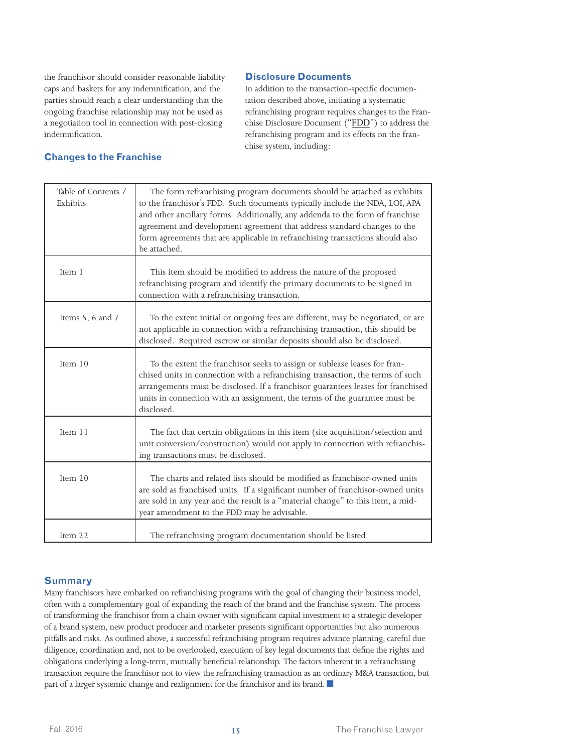the franchisor should consider reasonable liability caps and baskets for any indemnification, and the parties should reach a clear understanding that the ongoing franchise relationship may not be used as a negotiation tool in connection with post-closing indemnification.

## Changes to the Franchise

## Disclosure Documents

In addition to the transaction-specific documentation described above, initiating a systematic refranchising program requires changes to the Franchise Disclosure Document ("FDD") to address the refranchising program and its effects on the franchise system, including:

| | |
|---|---|
| Table of Contents / Exhibits | The form refranchising program documents should be attached as exhibits to the franchisor's FDD. Such documents typically include the NDA, LOI, APA and other ancillary forms. Additionally, any addenda to the form of franchise agreement and development agreement that address standard changes to the form agreements that are applicable in refranchising transactions should also be attached. |
| Item 1 | This item should be modified to address the nature of the proposed refranchising program and identify the primary documents to be signed in connection with a refranchising transaction. |
| Items 5, 6 and 7 | To the extent initial or ongoing fees are different, may be negotiated, or are not applicable in connection with a refranchising transaction, this should be disclosed. Required escrow or similar deposits should also be disclosed. |
| Item 10 | To the extent the franchisor seeks to assign or sublease leases for franchised units in connection with a refranchising transaction, the terms of such arrangements must be disclosed. If a franchisor guarantees leases for franchised units in connection with an assignment, the terms of the guarantee must be disclosed. |
| Item 11 | The fact that certain obligations in this item (site acquisition/selection and unit conversion/construction) would not apply in connection with refranchising transactions must be disclosed. |
| Item 20 | The charts and related lists should be modified as franchisor-owned units are sold as franchised units. If a significant number of franchisor-owned units are sold in any year and the result is a "material change" to this item, a mid-year amendment to the FDD may be advisable. |
| Item 22 | The refranchising program documentation should be listed. |

## Summary

Many franchisors have embarked on refranchising programs with the goal of changing their business model, often with a complementary goal of expanding the reach of the brand and the franchise system. The process of transforming the franchisor from a chain owner with significant capital investment to a strategic developer of a brand system, new product producer and marketer presents significant opportunities but also numerous pitfalls and risks. As outlined above, a successful refranchising program requires advance planning, careful due diligence, coordination and, not to be overlooked, execution of key legal documents that define the rights and obligations underlying a long-term, mutually beneficial relationship. The factors inherent in a refranchising transaction require the franchisor not to view the refranchising transaction as an ordinary M&A transaction, but part of a larger systemic change and realignment for the franchisor and its brand. ■